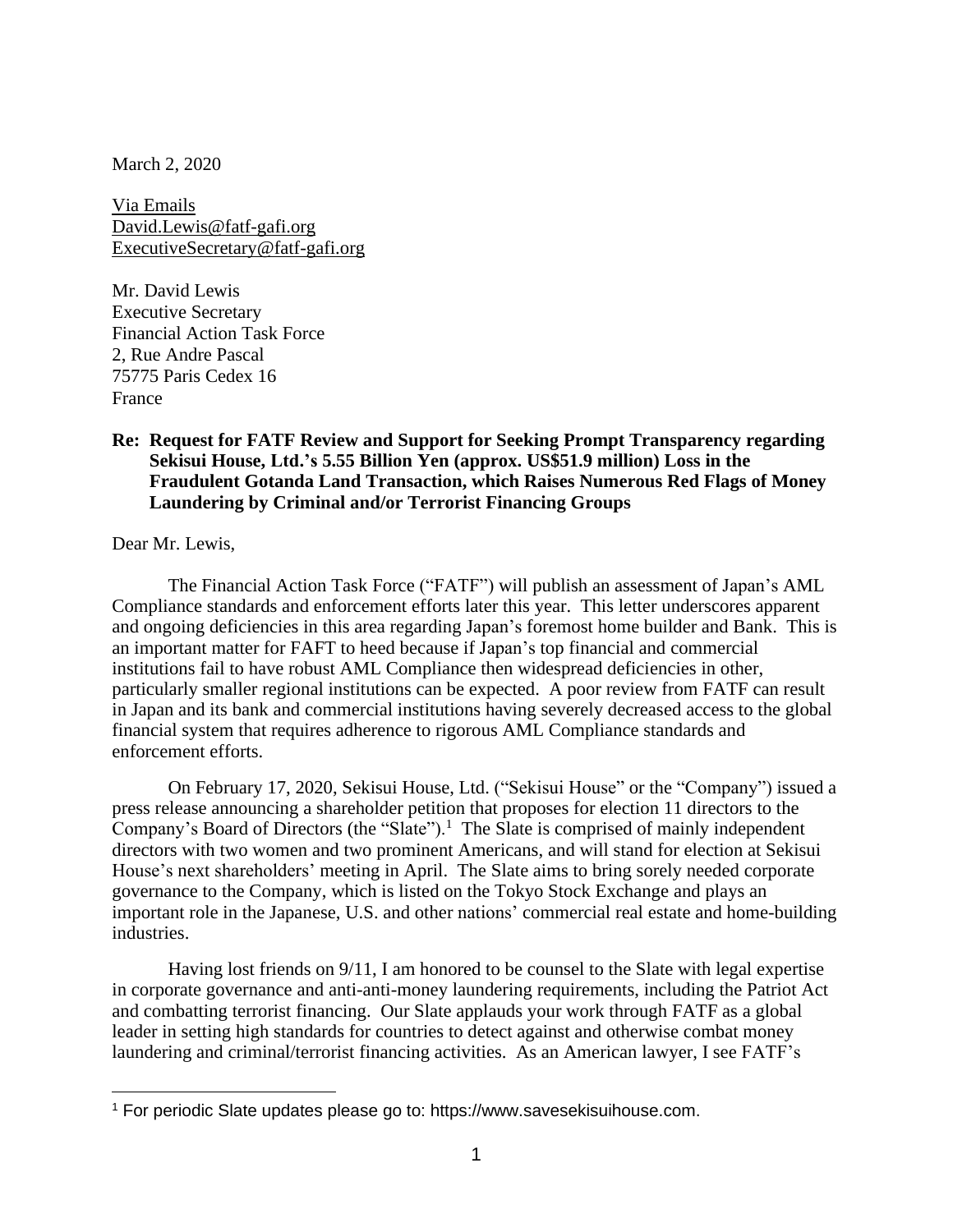March 2, 2020

Via Emails
David.Lewis@fatf-gafi.org
ExecutiveSecretary@fatf-gafi.org

Mr. David Lewis
Executive Secretary
Financial Action Task Force
2, Rue Andre Pascal
75775 Paris Cedex 16
France

**Re: Request for FATF Review and Support for Seeking Prompt Transparency regarding Sekisui House, Ltd.'s 5.55 Billion Yen (approx. US$51.9 million) Loss in the Fraudulent Gotanda Land Transaction, which Raises Numerous Red Flags of Money Laundering by Criminal and/or Terrorist Financing Groups**

Dear Mr. Lewis,

The Financial Action Task Force ("FATF") will publish an assessment of Japan's AML Compliance standards and enforcement efforts later this year. This letter underscores apparent and ongoing deficiencies in this area regarding Japan's foremost home builder and Bank. This is an important matter for FAFT to heed because if Japan's top financial and commercial institutions fail to have robust AML Compliance then widespread deficiencies in other, particularly smaller regional institutions can be expected. A poor review from FATF can result in Japan and its bank and commercial institutions having severely decreased access to the global financial system that requires adherence to rigorous AML Compliance standards and enforcement efforts.

On February 17, 2020, Sekisui House, Ltd. ("Sekisui House" or the "Company") issued a press release announcing a shareholder petition that proposes for election 11 directors to the Company's Board of Directors (the "Slate").[1] The Slate is comprised of mainly independent directors with two women and two prominent Americans, and will stand for election at Sekisui House's next shareholders' meeting in April. The Slate aims to bring sorely needed corporate governance to the Company, which is listed on the Tokyo Stock Exchange and plays an important role in the Japanese, U.S. and other nations' commercial real estate and home-building industries.

Having lost friends on 9/11, I am honored to be counsel to the Slate with legal expertise in corporate governance and anti-anti-money laundering requirements, including the Patriot Act and combatting terrorist financing. Our Slate applauds your work through FATF as a global leader in setting high standards for countries to detect against and otherwise combat money laundering and criminal/terrorist financing activities. As an American lawyer, I see FATF's

---

[1] For periodic Slate updates please go to: https://www.savesekisuihouse.com.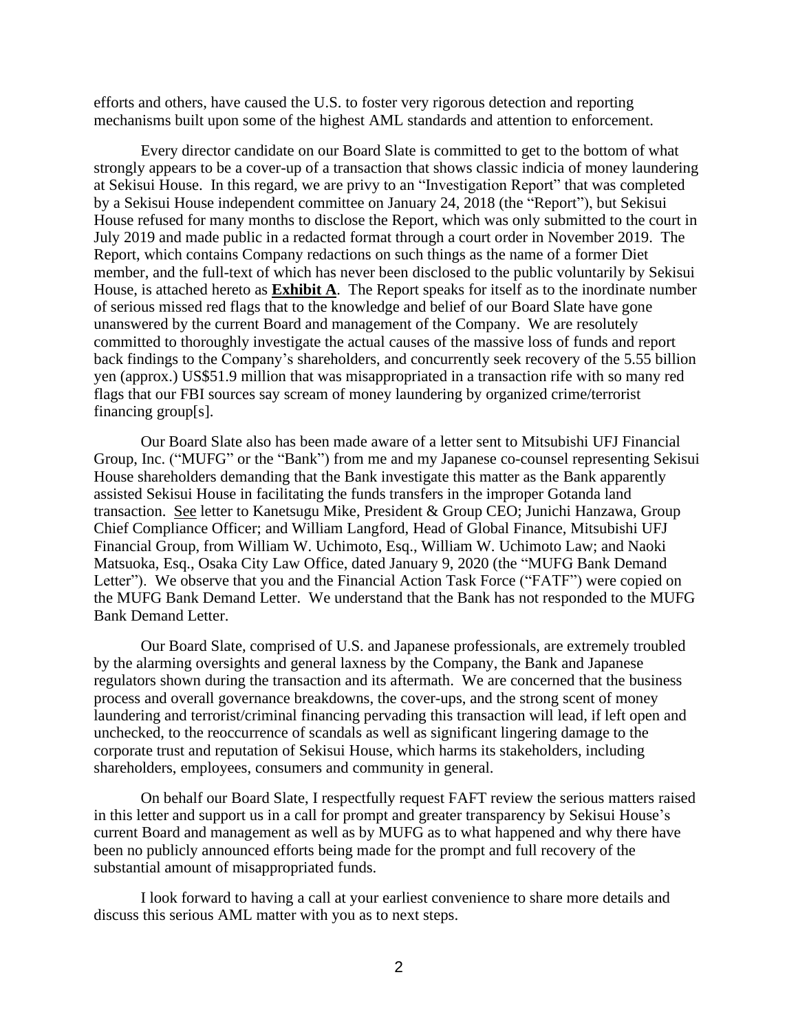efforts and others, have caused the U.S. to foster very rigorous detection and reporting mechanisms built upon some of the highest AML standards and attention to enforcement.

Every director candidate on our Board Slate is committed to get to the bottom of what strongly appears to be a cover-up of a transaction that shows classic indicia of money laundering at Sekisui House. In this regard, we are privy to an "Investigation Report" that was completed by a Sekisui House independent committee on January 24, 2018 (the "Report"), but Sekisui House refused for many months to disclose the Report, which was only submitted to the court in July 2019 and made public in a redacted format through a court order in November 2019. The Report, which contains Company redactions on such things as the name of a former Diet member, and the full-text of which has never been disclosed to the public voluntarily by Sekisui House, is attached hereto as **<u>Exhibit A</u>**. The Report speaks for itself as to the inordinate number of serious missed red flags that to the knowledge and belief of our Board Slate have gone unanswered by the current Board and management of the Company. We are resolutely committed to thoroughly investigate the actual causes of the massive loss of funds and report back findings to the Company's shareholders, and concurrently seek recovery of the 5.55 billion yen (approx.) US$51.9 million that was misappropriated in a transaction rife with so many red flags that our FBI sources say scream of money laundering by organized crime/terrorist financing group[s].

Our Board Slate also has been made aware of a letter sent to Mitsubishi UFJ Financial Group, Inc. ("MUFG" or the "Bank") from me and my Japanese co-counsel representing Sekisui House shareholders demanding that the Bank investigate this matter as the Bank apparently assisted Sekisui House in facilitating the funds transfers in the improper Gotanda land transaction. <u>See</u> letter to Kanetsugu Mike, President & Group CEO; Junichi Hanzawa, Group Chief Compliance Officer; and William Langford, Head of Global Finance, Mitsubishi UFJ Financial Group, from William W. Uchimoto, Esq., William W. Uchimoto Law; and Naoki Matsuoka, Esq., Osaka City Law Office, dated January 9, 2020 (the "MUFG Bank Demand Letter"). We observe that you and the Financial Action Task Force ("FATF") were copied on the MUFG Bank Demand Letter. We understand that the Bank has not responded to the MUFG Bank Demand Letter.

Our Board Slate, comprised of U.S. and Japanese professionals, are extremely troubled by the alarming oversights and general laxness by the Company, the Bank and Japanese regulators shown during the transaction and its aftermath. We are concerned that the business process and overall governance breakdowns, the cover-ups, and the strong scent of money laundering and terrorist/criminal financing pervading this transaction will lead, if left open and unchecked, to the reoccurrence of scandals as well as significant lingering damage to the corporate trust and reputation of Sekisui House, which harms its stakeholders, including shareholders, employees, consumers and community in general.

On behalf our Board Slate, I respectfully request FAFT review the serious matters raised in this letter and support us in a call for prompt and greater transparency by Sekisui House's current Board and management as well as by MUFG as to what happened and why there have been no publicly announced efforts being made for the prompt and full recovery of the substantial amount of misappropriated funds.

I look forward to having a call at your earliest convenience to share more details and discuss this serious AML matter with you as to next steps.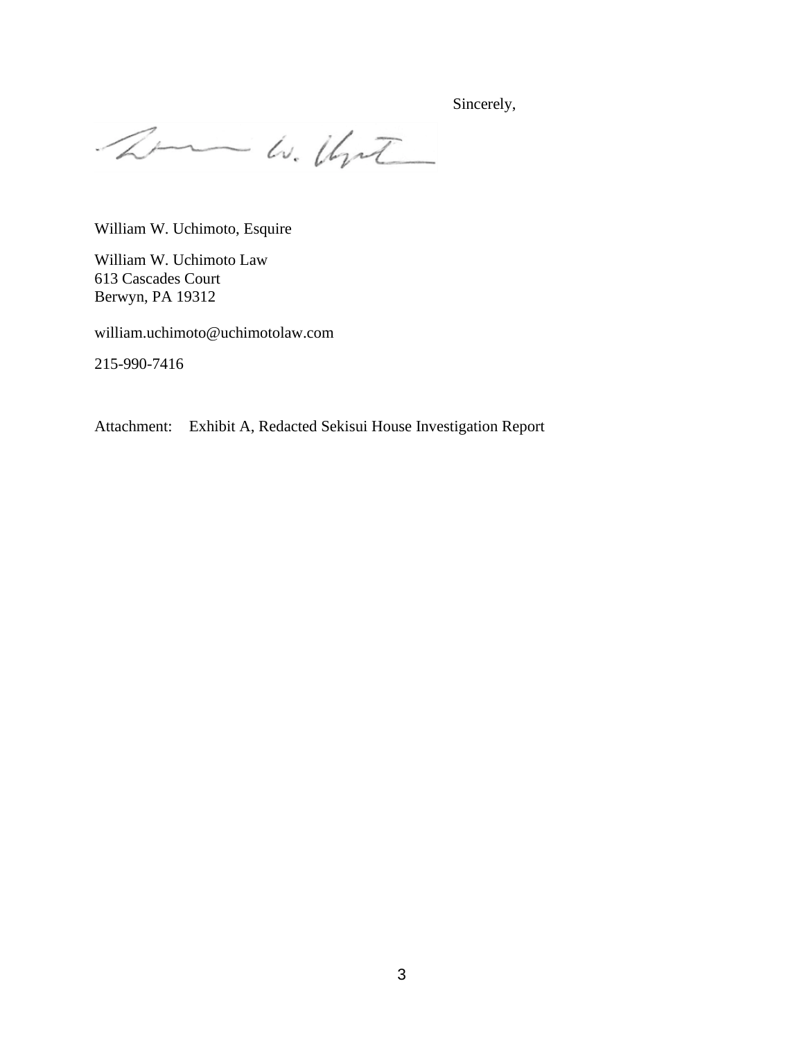Sincerely,

William W. Uchimoto, Esquire

William W. Uchimoto Law
613 Cascades Court
Berwyn, PA 19312

william.uchimoto@uchimotolaw.com

215-990-7416

Attachment: Exhibit A, Redacted Sekisui House Investigation Report